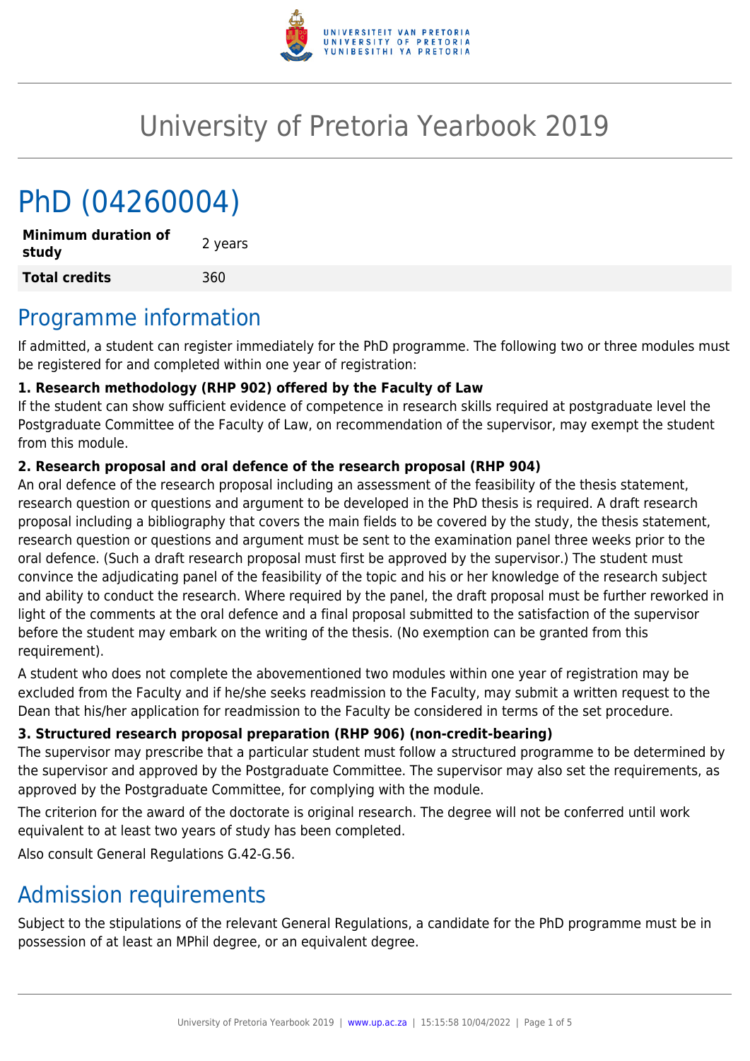# University of Pretoria Yearbook 2019

# PhD (04260004)

| **Minimum duration of study** | 2 years |
| --- | --- |
| **Total credits** | 360 |

## Programme information

If admitted, a student can register immediately for the PhD programme. The following two or three modules must be registered for and completed within one year of registration:

**1. Research methodology (RHP 902) offered by the Faculty of Law**

If the student can show sufficient evidence of competence in research skills required at postgraduate level the Postgraduate Committee of the Faculty of Law, on recommendation of the supervisor, may exempt the student from this module.

**2. Research proposal and oral defence of the research proposal (RHP 904)**

An oral defence of the research proposal including an assessment of the feasibility of the thesis statement, research question or questions and argument to be developed in the PhD thesis is required. A draft research proposal including a bibliography that covers the main fields to be covered by the study, the thesis statement, research question or questions and argument must be sent to the examination panel three weeks prior to the oral defence. (Such a draft research proposal must first be approved by the supervisor.) The student must convince the adjudicating panel of the feasibility of the topic and his or her knowledge of the research subject and ability to conduct the research. Where required by the panel, the draft proposal must be further reworked in light of the comments at the oral defence and a final proposal submitted to the satisfaction of the supervisor before the student may embark on the writing of the thesis. (No exemption can be granted from this requirement).

A student who does not complete the abovementioned two modules within one year of registration may be excluded from the Faculty and if he/she seeks readmission to the Faculty, may submit a written request to the Dean that his/her application for readmission to the Faculty be considered in terms of the set procedure.

**3. Structured research proposal preparation (RHP 906) (non-credit-bearing)**

The supervisor may prescribe that a particular student must follow a structured programme to be determined by the supervisor and approved by the Postgraduate Committee. The supervisor may also set the requirements, as approved by the Postgraduate Committee, for complying with the module.

The criterion for the award of the doctorate is original research. The degree will not be conferred until work equivalent to at least two years of study has been completed.

Also consult General Regulations G.42-G.56.

## Admission requirements

Subject to the stipulations of the relevant General Regulations, a candidate for the PhD programme must be in possession of at least an MPhil degree, or an equivalent degree.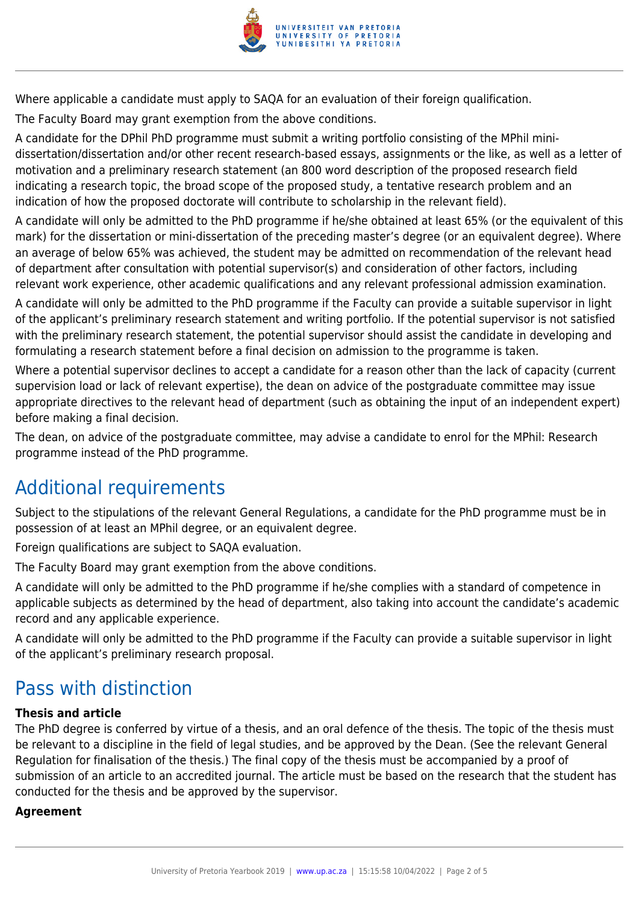Where applicable a candidate must apply to SAQA for an evaluation of their foreign qualification.

The Faculty Board may grant exemption from the above conditions.

A candidate for the DPhil PhD programme must submit a writing portfolio consisting of the MPhil mini-dissertation/dissertation and/or other recent research-based essays, assignments or the like, as well as a letter of motivation and a preliminary research statement (an 800 word description of the proposed research field indicating a research topic, the broad scope of the proposed study, a tentative research problem and an indication of how the proposed doctorate will contribute to scholarship in the relevant field).

A candidate will only be admitted to the PhD programme if he/she obtained at least 65% (or the equivalent of this mark) for the dissertation or mini-dissertation of the preceding master's degree (or an equivalent degree). Where an average of below 65% was achieved, the student may be admitted on recommendation of the relevant head of department after consultation with potential supervisor(s) and consideration of other factors, including relevant work experience, other academic qualifications and any relevant professional admission examination.

A candidate will only be admitted to the PhD programme if the Faculty can provide a suitable supervisor in light of the applicant's preliminary research statement and writing portfolio. If the potential supervisor is not satisfied with the preliminary research statement, the potential supervisor should assist the candidate in developing and formulating a research statement before a final decision on admission to the programme is taken.

Where a potential supervisor declines to accept a candidate for a reason other than the lack of capacity (current supervision load or lack of relevant expertise), the dean on advice of the postgraduate committee may issue appropriate directives to the relevant head of department (such as obtaining the input of an independent expert) before making a final decision.

The dean, on advice of the postgraduate committee, may advise a candidate to enrol for the MPhil: Research programme instead of the PhD programme.

## Additional requirements

Subject to the stipulations of the relevant General Regulations, a candidate for the PhD programme must be in possession of at least an MPhil degree, or an equivalent degree.

Foreign qualifications are subject to SAQA evaluation.

The Faculty Board may grant exemption from the above conditions.

A candidate will only be admitted to the PhD programme if he/she complies with a standard of competence in applicable subjects as determined by the head of department, also taking into account the candidate's academic record and any applicable experience.

A candidate will only be admitted to the PhD programme if the Faculty can provide a suitable supervisor in light of the applicant's preliminary research proposal.

## Pass with distinction

**Thesis and article**

The PhD degree is conferred by virtue of a thesis, and an oral defence of the thesis. The topic of the thesis must be relevant to a discipline in the field of legal studies, and be approved by the Dean. (See the relevant General Regulation for finalisation of the thesis.) The final copy of the thesis must be accompanied by a proof of submission of an article to an accredited journal. The article must be based on the research that the student has conducted for the thesis and be approved by the supervisor.

**Agreement**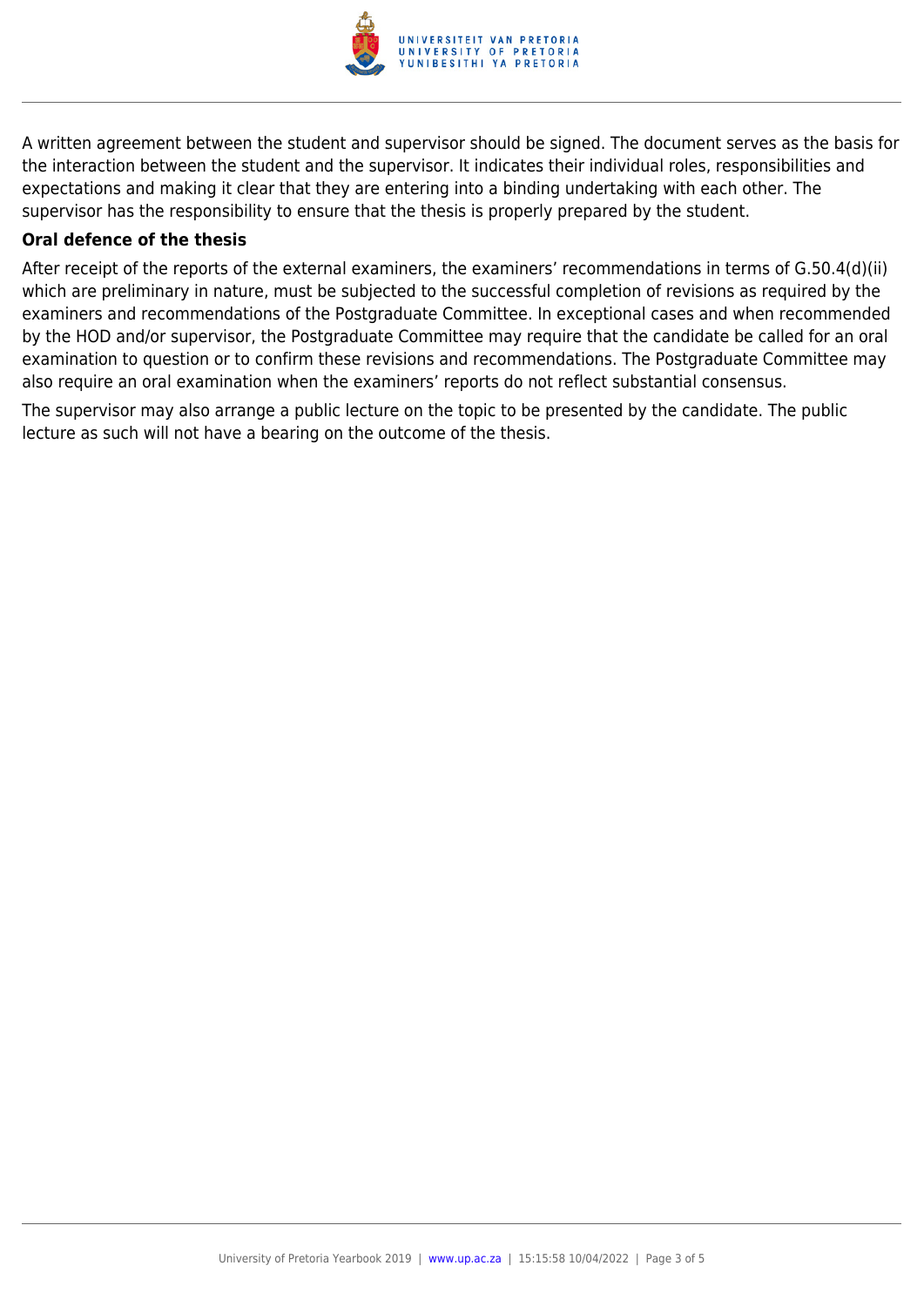A written agreement between the student and supervisor should be signed. The document serves as the basis for the interaction between the student and the supervisor. It indicates their individual roles, responsibilities and expectations and making it clear that they are entering into a binding undertaking with each other. The supervisor has the responsibility to ensure that the thesis is properly prepared by the student.

**Oral defence of the thesis**

After receipt of the reports of the external examiners, the examiners' recommendations in terms of G.50.4(d)(ii) which are preliminary in nature, must be subjected to the successful completion of revisions as required by the examiners and recommendations of the Postgraduate Committee. In exceptional cases and when recommended by the HOD and/or supervisor, the Postgraduate Committee may require that the candidate be called for an oral examination to question or to confirm these revisions and recommendations. The Postgraduate Committee may also require an oral examination when the examiners' reports do not reflect substantial consensus.

The supervisor may also arrange a public lecture on the topic to be presented by the candidate. The public lecture as such will not have a bearing on the outcome of the thesis.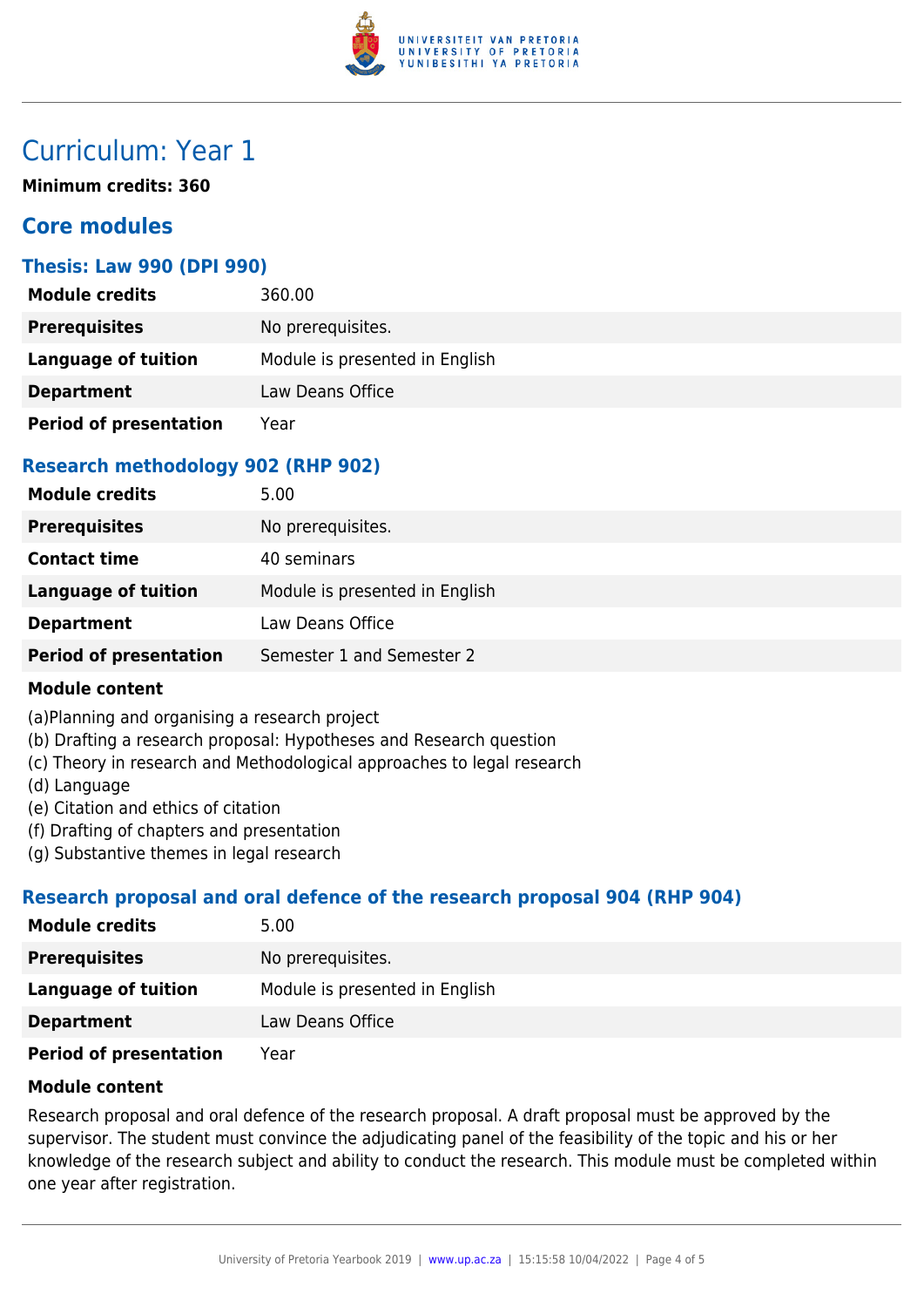# Curriculum: Year 1

**Minimum credits: 360**

## Core modules

### Thesis: Law 990 (DPI 990)

| | |
|---|---|
| **Module credits** | 360.00 |
| **Prerequisites** | No prerequisites. |
| **Language of tuition** | Module is presented in English |
| **Department** | Law Deans Office |
| **Period of presentation** | Year |

### Research methodology 902 (RHP 902)

| | |
|---|---|
| **Module credits** | 5.00 |
| **Prerequisites** | No prerequisites. |
| **Contact time** | 40 seminars |
| **Language of tuition** | Module is presented in English |
| **Department** | Law Deans Office |
| **Period of presentation** | Semester 1 and Semester 2 |

**Module content**

(a)Planning and organising a research project
(b) Drafting a research proposal: Hypotheses and Research question
(c) Theory in research and Methodological approaches to legal research
(d) Language
(e) Citation and ethics of citation
(f) Drafting of chapters and presentation
(g) Substantive themes in legal research

### Research proposal and oral defence of the research proposal 904 (RHP 904)

| | |
|---|---|
| **Module credits** | 5.00 |
| **Prerequisites** | No prerequisites. |
| **Language of tuition** | Module is presented in English |
| **Department** | Law Deans Office |
| **Period of presentation** | Year |

**Module content**

Research proposal and oral defence of the research proposal. A draft proposal must be approved by the supervisor. The student must convince the adjudicating panel of the feasibility of the topic and his or her knowledge of the research subject and ability to conduct the research. This module must be completed within one year after registration.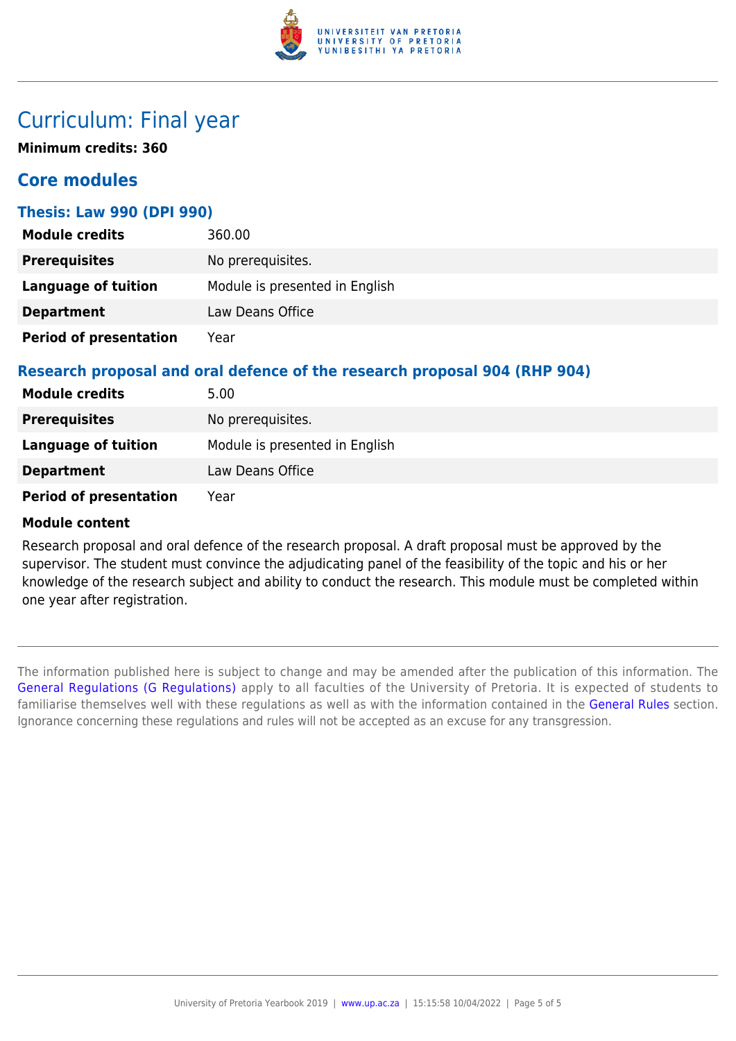# Curriculum: Final year

**Minimum credits: 360**

## Core modules

### Thesis: Law 990 (DPI 990)

| | |
|---|---|
| **Module credits** | 360.00 |
| **Prerequisites** | No prerequisites. |
| **Language of tuition** | Module is presented in English |
| **Department** | Law Deans Office |
| **Period of presentation** | Year |

### Research proposal and oral defence of the research proposal 904 (RHP 904)

| | |
|---|---|
| **Module credits** | 5.00 |
| **Prerequisites** | No prerequisites. |
| **Language of tuition** | Module is presented in English |
| **Department** | Law Deans Office |
| **Period of presentation** | Year |

**Module content**

Research proposal and oral defence of the research proposal. A draft proposal must be approved by the supervisor. The student must convince the adjudicating panel of the feasibility of the topic and his or her knowledge of the research subject and ability to conduct the research. This module must be completed within one year after registration.

The information published here is subject to change and may be amended after the publication of this information. The General Regulations (G Regulations) apply to all faculties of the University of Pretoria. It is expected of students to familiarise themselves well with these regulations as well as with the information contained in the General Rules section. Ignorance concerning these regulations and rules will not be accepted as an excuse for any transgression.